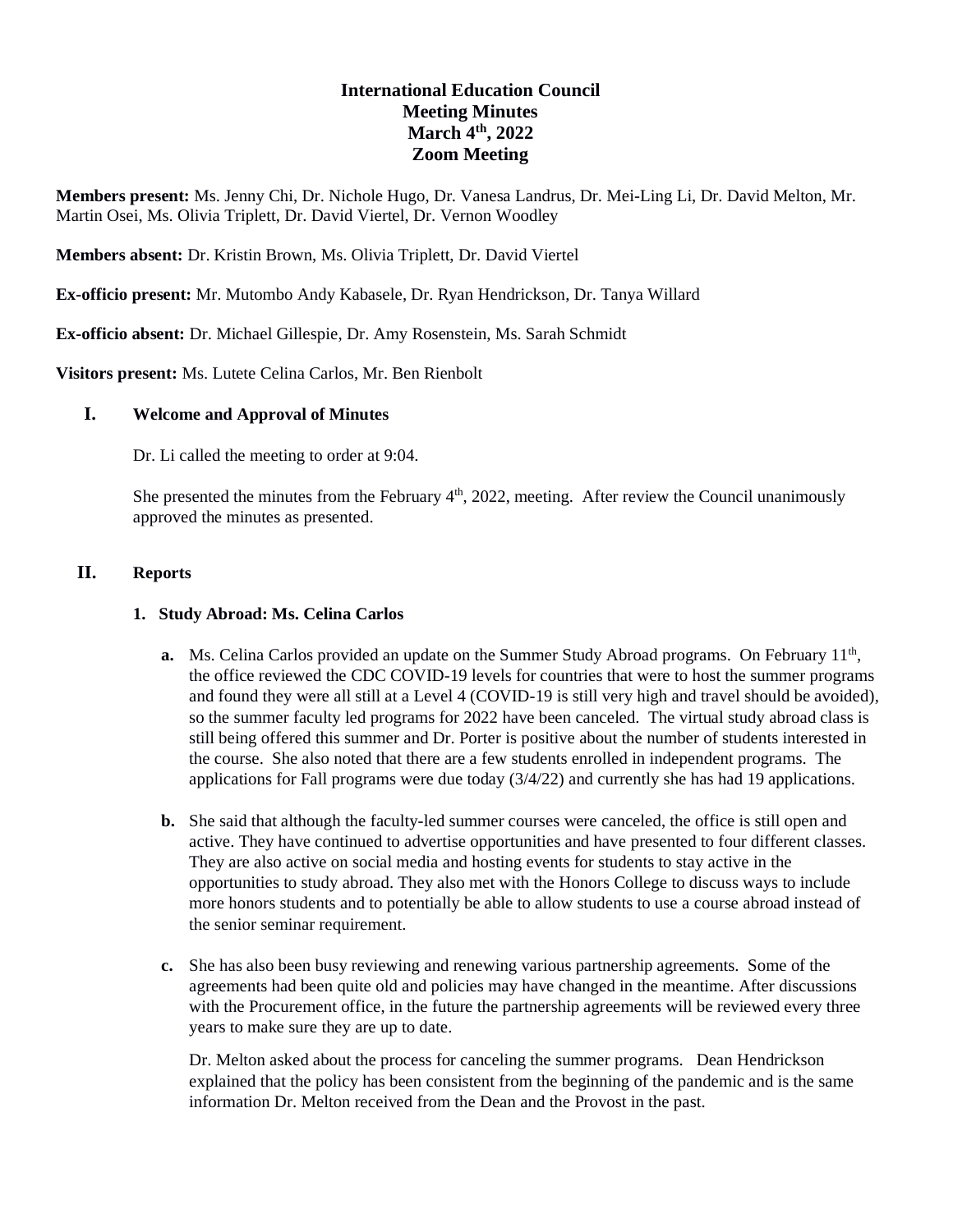**International Education Council**
**Meeting Minutes**
**March 4th, 2022**
**Zoom Meeting**

**Members present:** Ms. Jenny Chi, Dr. Nichole Hugo, Dr. Vanesa Landrus, Dr. Mei-Ling Li, Dr. David Melton, Mr. Martin Osei, Ms. Olivia Triplett, Dr. David Viertel, Dr. Vernon Woodley

**Members absent:** Dr. Kristin Brown, Ms. Olivia Triplett, Dr. David Viertel

**Ex-officio present:** Mr. Mutombo Andy Kabasele, Dr. Ryan Hendrickson, Dr. Tanya Willard

**Ex-officio absent:** Dr. Michael Gillespie, Dr. Amy Rosenstein, Ms. Sarah Schmidt

**Visitors present:** Ms. Lutete Celina Carlos, Mr. Ben Rienbolt

## I. Welcome and Approval of Minutes

Dr. Li called the meeting to order at 9:04.

She presented the minutes from the February 4th, 2022, meeting. After review the Council unanimously approved the minutes as presented.

## II. Reports

### 1. Study Abroad: Ms. Celina Carlos

a. Ms. Celina Carlos provided an update on the Summer Study Abroad programs. On February 11th, the office reviewed the CDC COVID-19 levels for countries that were to host the summer programs and found they were all still at a Level 4 (COVID-19 is still very high and travel should be avoided), so the summer faculty led programs for 2022 have been canceled. The virtual study abroad class is still being offered this summer and Dr. Porter is positive about the number of students interested in the course. She also noted that there are a few students enrolled in independent programs. The applications for Fall programs were due today (3/4/22) and currently she has had 19 applications.

b. She said that although the faculty-led summer courses were canceled, the office is still open and active. They have continued to advertise opportunities and have presented to four different classes. They are also active on social media and hosting events for students to stay active in the opportunities to study abroad. They also met with the Honors College to discuss ways to include more honors students and to potentially be able to allow students to use a course abroad instead of the senior seminar requirement.

c. She has also been busy reviewing and renewing various partnership agreements. Some of the agreements had been quite old and policies may have changed in the meantime. After discussions with the Procurement office, in the future the partnership agreements will be reviewed every three years to make sure they are up to date.

Dr. Melton asked about the process for canceling the summer programs. Dean Hendrickson explained that the policy has been consistent from the beginning of the pandemic and is the same information Dr. Melton received from the Dean and the Provost in the past.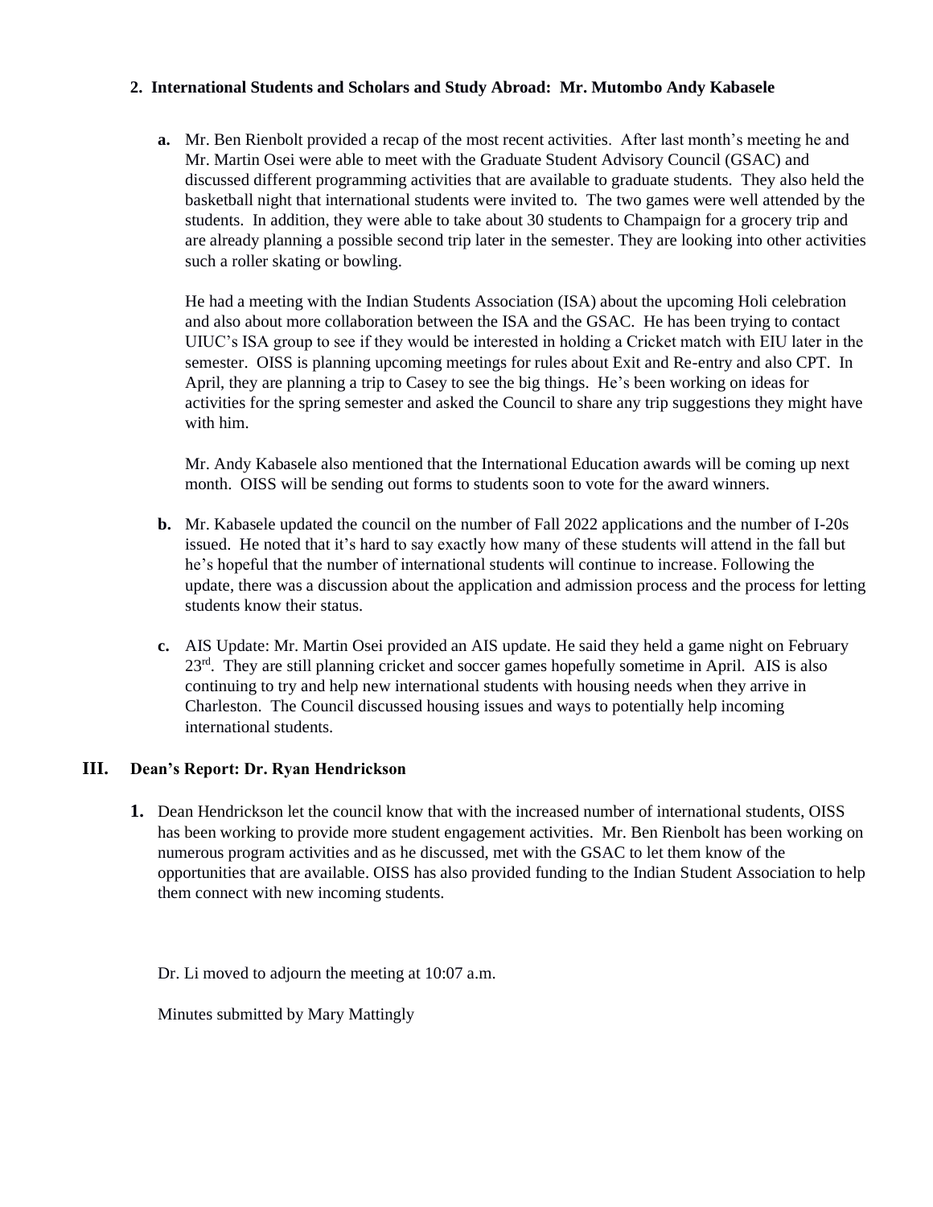**2. International Students and Scholars and Study Abroad: Mr. Mutombo Andy Kabasele**

**a.** Mr. Ben Rienbolt provided a recap of the most recent activities. After last month's meeting he and Mr. Martin Osei were able to meet with the Graduate Student Advisory Council (GSAC) and discussed different programming activities that are available to graduate students. They also held the basketball night that international students were invited to. The two games were well attended by the students. In addition, they were able to take about 30 students to Champaign for a grocery trip and are already planning a possible second trip later in the semester. They are looking into other activities such a roller skating or bowling.

He had a meeting with the Indian Students Association (ISA) about the upcoming Holi celebration and also about more collaboration between the ISA and the GSAC. He has been trying to contact UIUC's ISA group to see if they would be interested in holding a Cricket match with EIU later in the semester. OISS is planning upcoming meetings for rules about Exit and Re-entry and also CPT. In April, they are planning a trip to Casey to see the big things. He's been working on ideas for activities for the spring semester and asked the Council to share any trip suggestions they might have with him.

Mr. Andy Kabasele also mentioned that the International Education awards will be coming up next month. OISS will be sending out forms to students soon to vote for the award winners.

**b.** Mr. Kabasele updated the council on the number of Fall 2022 applications and the number of I-20s issued. He noted that it's hard to say exactly how many of these students will attend in the fall but he's hopeful that the number of international students will continue to increase. Following the update, there was a discussion about the application and admission process and the process for letting students know their status.

**c.** AIS Update: Mr. Martin Osei provided an AIS update. He said they held a game night on February 23rd. They are still planning cricket and soccer games hopefully sometime in April. AIS is also continuing to try and help new international students with housing needs when they arrive in Charleston. The Council discussed housing issues and ways to potentially help incoming international students.

## III. Dean's Report: Dr. Ryan Hendrickson

**1.** Dean Hendrickson let the council know that with the increased number of international students, OISS has been working to provide more student engagement activities. Mr. Ben Rienbolt has been working on numerous program activities and as he discussed, met with the GSAC to let them know of the opportunities that are available. OISS has also provided funding to the Indian Student Association to help them connect with new incoming students.

Dr. Li moved to adjourn the meeting at 10:07 a.m.

Minutes submitted by Mary Mattingly